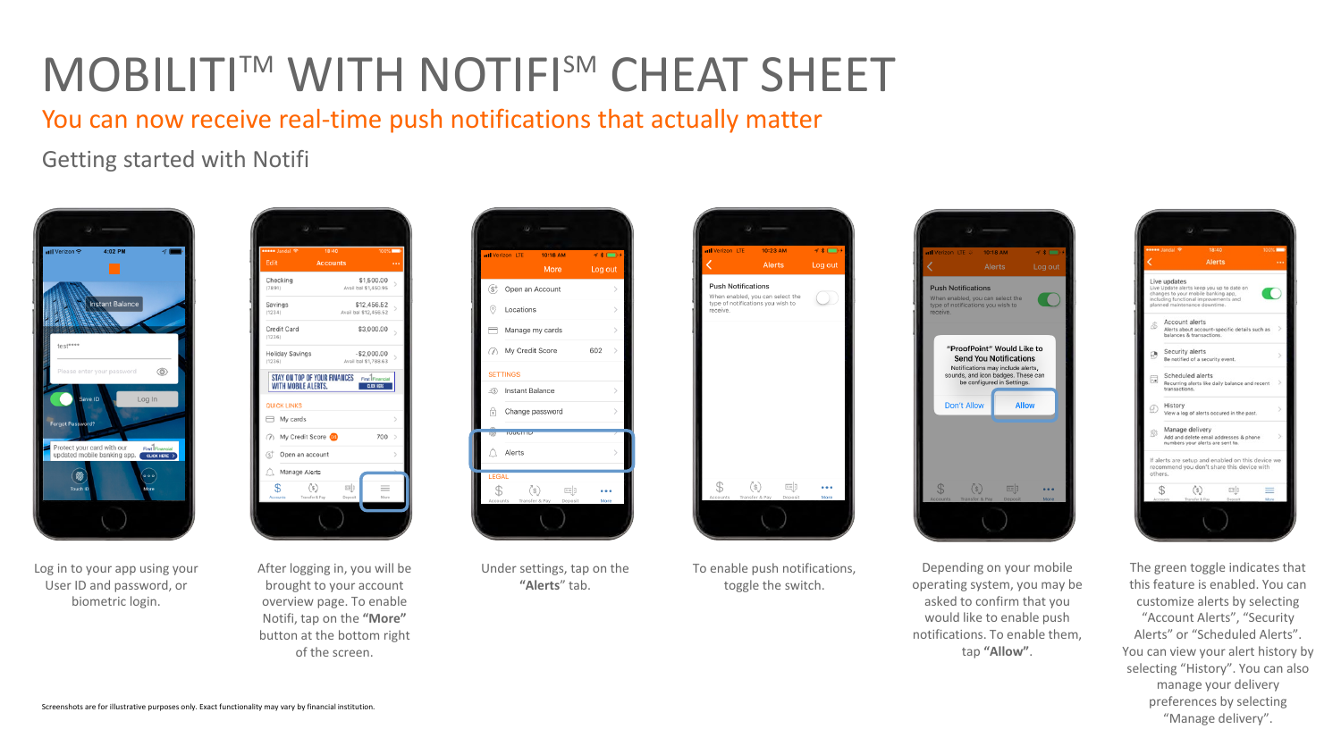# MOBILITI™ WITH NOTIFI℠ CHEAT SHEET

## You can now receive real-time push notifications that actually matter

### Getting started with Notifi

Log in to your app using your User ID and password, or biometric login.

After logging in, you will be brought to your account overview page. To enable Notifi, tap on the **"More"** button at the bottom right of the screen.

Under settings, tap on the **"Alerts"** tab.

To enable push notifications, toggle the switch.

Depending on your mobile operating system, you may be asked to confirm that you would like to enable push notifications. To enable them, tap **"Allow"**.

The green toggle indicates that this feature is enabled. You can customize alerts by selecting "Account Alerts", "Security Alerts" or "Scheduled Alerts". You can view your alert history by selecting "History". You can also manage your delivery preferences by selecting "Manage delivery".

Screenshots are for illustrative purposes only. Exact functionality may vary by financial institution.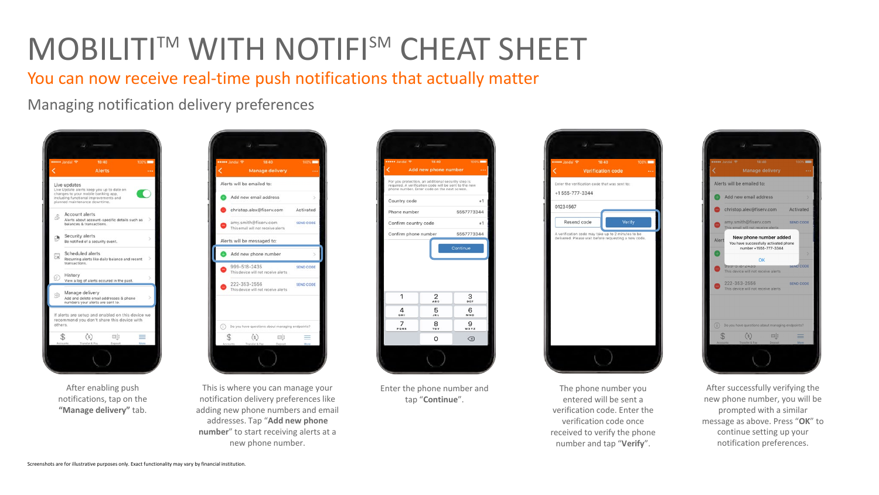# MOBILITI™ WITH NOTIFI℠ CHEAT SHEET

## You can now receive real-time push notifications that actually matter

### Managing notification delivery preferences

After enabling push notifications, tap on the **"Manage delivery"** tab.

This is where you can manage your notification delivery preferences like adding new phone numbers and email addresses. Tap "**Add new phone number**" to start receiving alerts at a new phone number.

Enter the phone number and tap "**Continue**".

The phone number you entered will be sent a verification code. Enter the verification code once received to verify the phone number and tap "**Verify**".

After successfully verifying the new phone number, you will be prompted with a similar message as above. Press "**OK**" to continue setting up your notification preferences.

Screenshots are for illustrative purposes only. Exact functionality may vary by financial institution.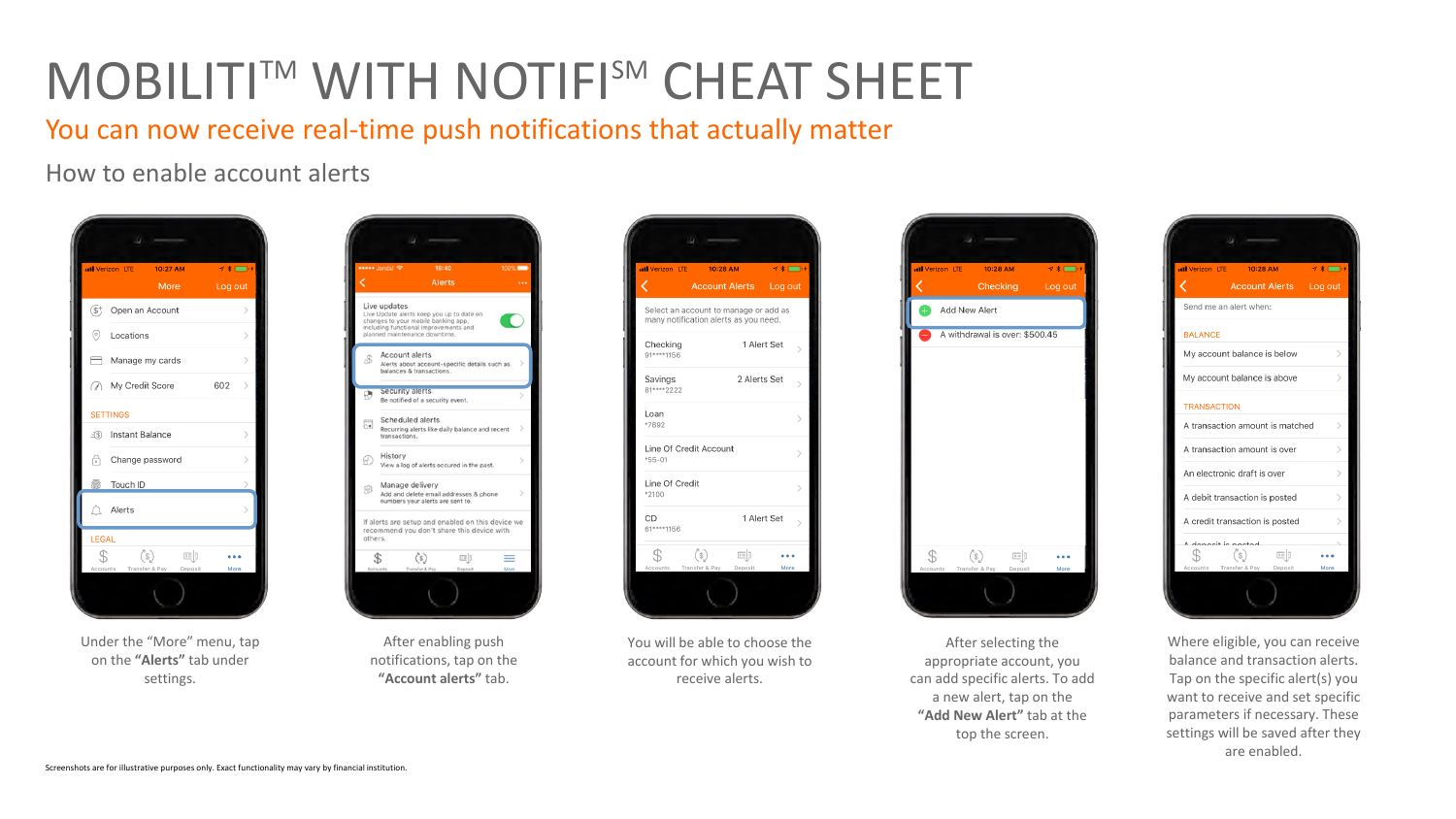# MOBILITI™ WITH NOTIFI℠ CHEAT SHEET

## You can now receive real-time push notifications that actually matter

### How to enable account alerts

Under the “More” menu, tap on the **“Alerts”** tab under settings.

After enabling push notifications, tap on the **“Account alerts”** tab.

You will be able to choose the account for which you wish to receive alerts.

After selecting the appropriate account, you can add specific alerts. To add a new alert, tap on the **“Add New Alert”** tab at the top the screen.

Where eligible, you can receive balance and transaction alerts. Tap on the specific alert(s) you want to receive and set specific parameters if necessary. These settings will be saved after they are enabled.

Screenshots are for illustrative purposes only. Exact functionality may vary by financial institution.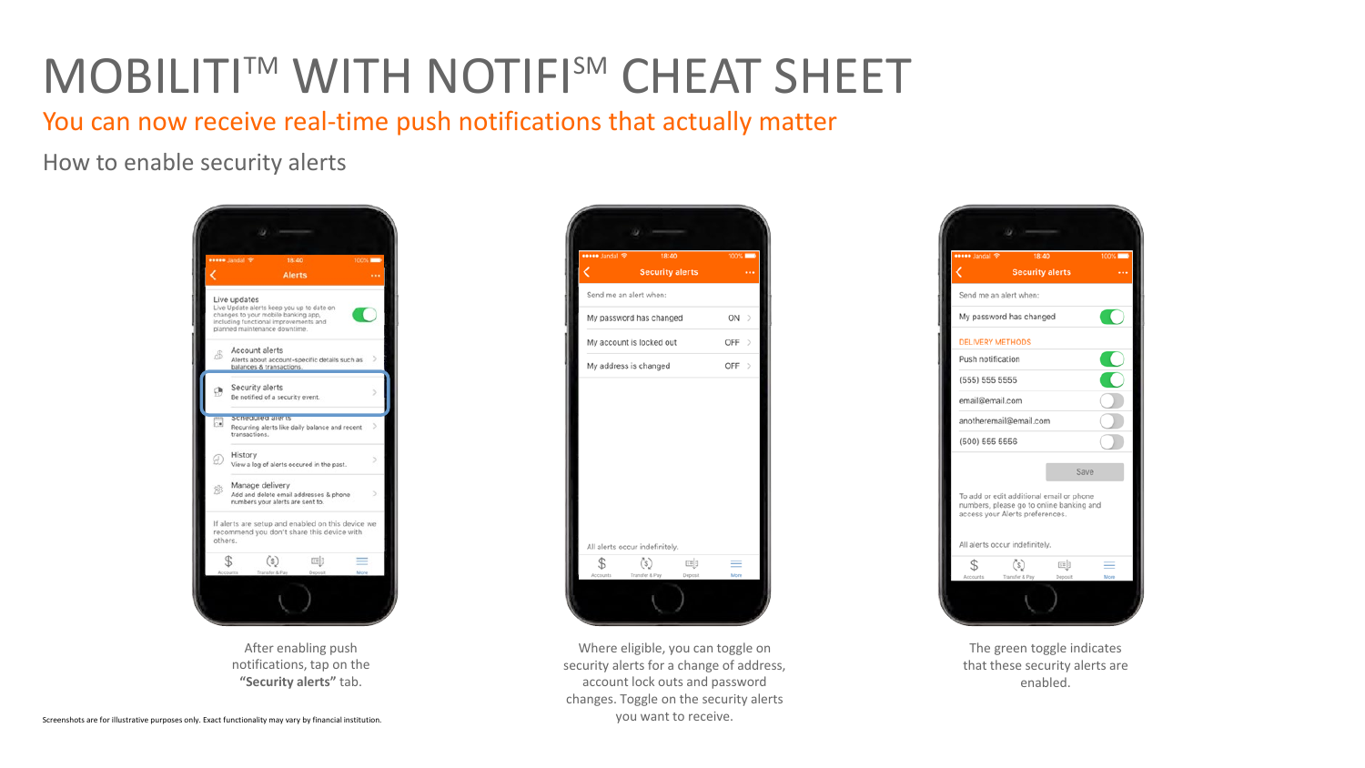# MOBILITI™ WITH NOTIFI℠ CHEAT SHEET

## You can now receive real-time push notifications that actually matter

### How to enable security alerts

After enabling push notifications, tap on the **"Security alerts"** tab.

Where eligible, you can toggle on security alerts for a change of address, account lock outs and password changes. Toggle on the security alerts you want to receive.

The green toggle indicates that these security alerts are enabled.

Screenshots are for illustrative purposes only. Exact functionality may vary by financial institution.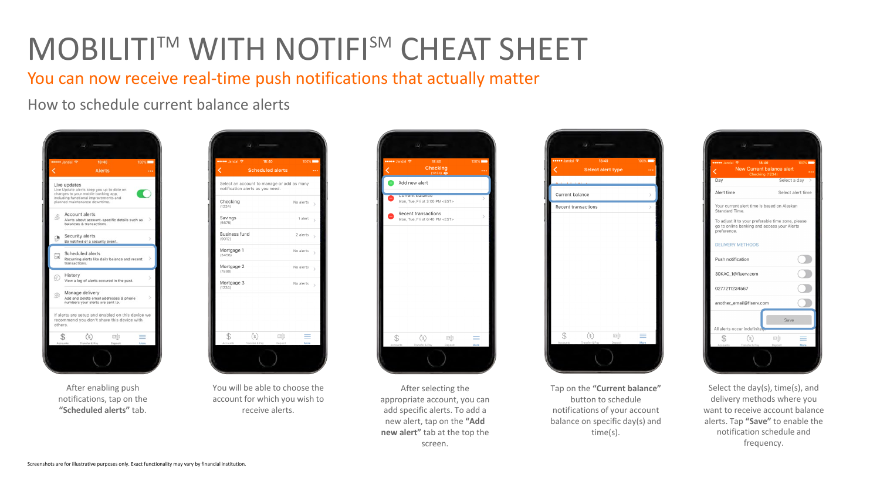# MOBILITI™ WITH NOTIFI℠ CHEAT SHEET

## You can now receive real-time push notifications that actually matter

### How to schedule current balance alerts

After enabling push notifications, tap on the **"Scheduled alerts"** tab.

You will be able to choose the account for which you wish to receive alerts.

After selecting the appropriate account, you can add specific alerts. To add a new alert, tap on the **"Add new alert"** tab at the top the screen.

Tap on the **"Current balance"** button to schedule notifications of your account balance on specific day(s) and time(s).

Select the day(s), time(s), and delivery methods where you want to receive account balance alerts. Tap **"Save"** to enable the notification schedule and frequency.

Screenshots are for illustrative purposes only. Exact functionality may vary by financial institution.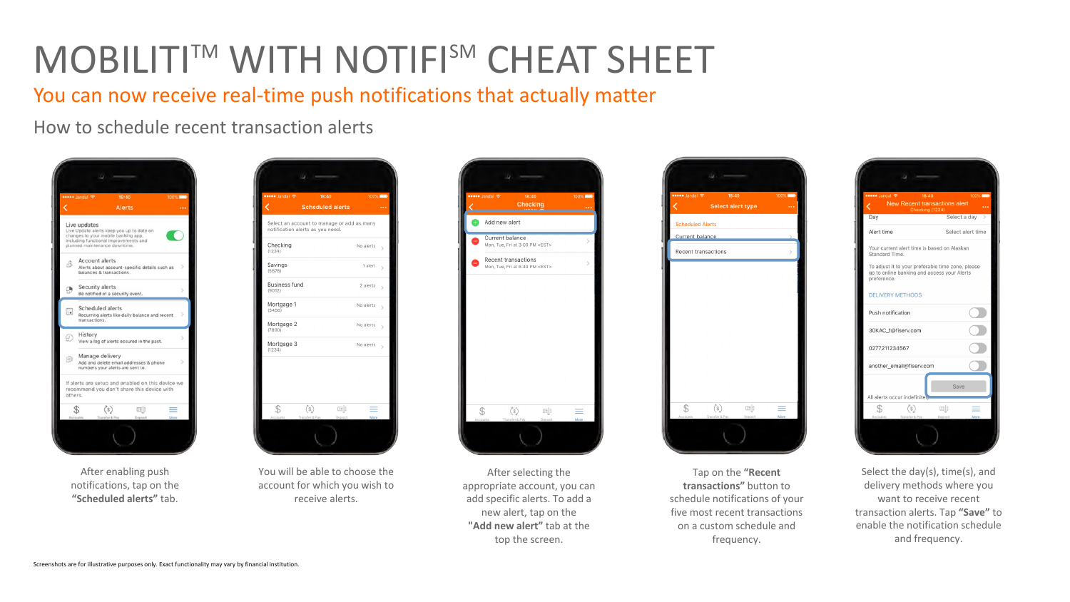# MOBILITI™ WITH NOTIFI℠ CHEAT SHEET

## You can now receive real-time push notifications that actually matter

### How to schedule recent transaction alerts

After enabling push notifications, tap on the **"Scheduled alerts"** tab.

You will be able to choose the account for which you wish to receive alerts.

After selecting the appropriate account, you can add specific alerts. To add a new alert, tap on the **"Add new alert"** tab at the top the screen.

Tap on the **"Recent transactions"** button to schedule notifications of your five most recent transactions on a custom schedule and frequency.

Select the day(s), time(s), and delivery methods where you want to receive recent transaction alerts. Tap **"Save"** to enable the notification schedule and frequency.

Screenshots are for illustrative purposes only. Exact functionality may vary by financial institution.